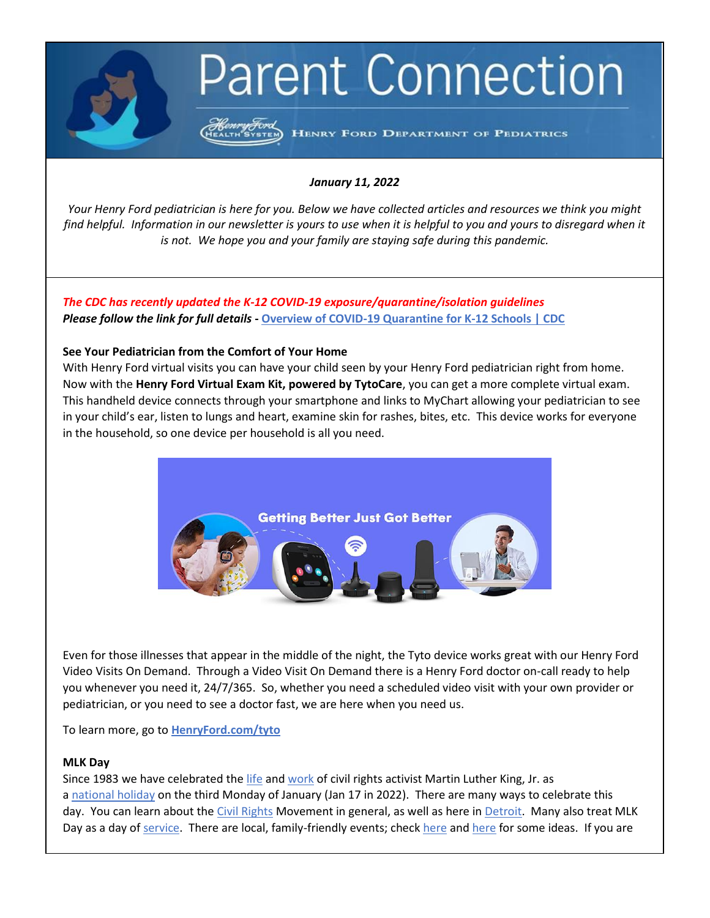# Parent Connection

Henry Ford Health System — HENRY FORD DEPARTMENT OF PEDIATRICS

***January 11, 2022***

*Your Henry Ford pediatrician is here for you. Below we have collected articles and resources we think you might find helpful. Information in our newsletter is yours to use when it is helpful to you and yours to disregard when it is not. We hope you and your family are staying safe during this pandemic.*

***The CDC has recently updated the K-12 COVID-19 exposure/quarantine/isolation guidelines***
***Please follow the link for full details -*** **Overview of COVID-19 Quarantine for K-12 Schools | CDC**

**See Your Pediatrician from the Comfort of Your Home**

With Henry Ford virtual visits you can have your child seen by your Henry Ford pediatrician right from home. Now with the **Henry Ford Virtual Exam Kit, powered by TytoCare**, you can get a more complete virtual exam. This handheld device connects through your smartphone and links to MyChart allowing your pediatrician to see in your child's ear, listen to lungs and heart, examine skin for rashes, bites, etc. This device works for everyone in the household, so one device per household is all you need.

Even for those illnesses that appear in the middle of the night, the Tyto device works great with our Henry Ford Video Visits On Demand. Through a Video Visit On Demand there is a Henry Ford doctor on-call ready to help you whenever you need it, 24/7/365. So, whether you need a scheduled video visit with your own provider or pediatrician, or you need to see a doctor fast, we are here when you need us.

To learn more, go to **HenryFord.com/tyto**

**MLK Day**

Since 1983 we have celebrated the life and work of civil rights activist Martin Luther King, Jr. as a national holiday on the third Monday of January (Jan 17 in 2022). There are many ways to celebrate this day. You can learn about the Civil Rights Movement in general, as well as here in Detroit. Many also treat MLK Day as a day of service. There are local, family-friendly events; check here and here for some ideas. If you are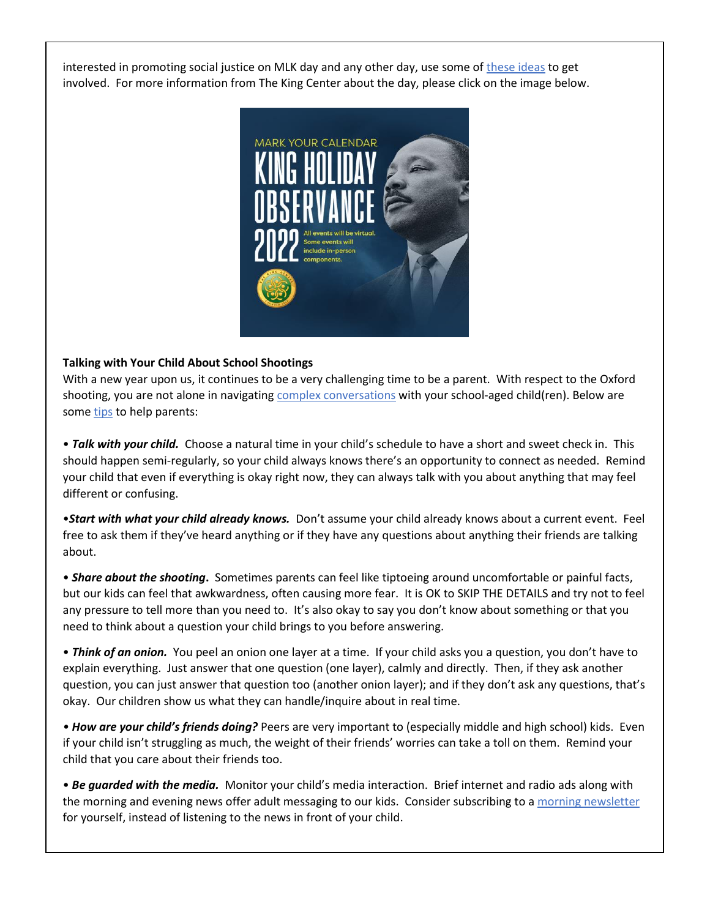interested in promoting social justice on MLK day and any other day, use some of these ideas to get involved. For more information from The King Center about the day, please click on the image below.

**Talking with Your Child About School Shootings**

With a new year upon us, it continues to be a very challenging time to be a parent. With respect to the Oxford shooting, you are not alone in navigating complex conversations with your school-aged child(ren). Below are some tips to help parents:

• ***Talk with your child.*** Choose a natural time in your child's schedule to have a short and sweet check in. This should happen semi-regularly, so your child always knows there's an opportunity to connect as needed. Remind your child that even if everything is okay right now, they can always talk with you about anything that may feel different or confusing.

•***Start with what your child already knows.*** Don't assume your child already knows about a current event. Feel free to ask them if they've heard anything or if they have any questions about anything their friends are talking about.

• ***Share about the shooting*****.** Sometimes parents can feel like tiptoeing around uncomfortable or painful facts, but our kids can feel that awkwardness, often causing more fear. It is OK to SKIP THE DETAILS and try not to feel any pressure to tell more than you need to. It's also okay to say you don't know about something or that you need to think about a question your child brings to you before answering.

• ***Think of an onion.*** You peel an onion one layer at a time. If your child asks you a question, you don't have to explain everything. Just answer that one question (one layer), calmly and directly. Then, if they ask another question, you can just answer that question too (another onion layer); and if they don't ask any questions, that's okay. Our children show us what they can handle/inquire about in real time.

• ***How are your child's friends doing?*** Peers are very important to (especially middle and high school) kids. Even if your child isn't struggling as much, the weight of their friends' worries can take a toll on them. Remind your child that you care about their friends too.

• ***Be guarded with the media.*** Monitor your child's media interaction. Brief internet and radio ads along with the morning and evening news offer adult messaging to our kids. Consider subscribing to a morning newsletter for yourself, instead of listening to the news in front of your child.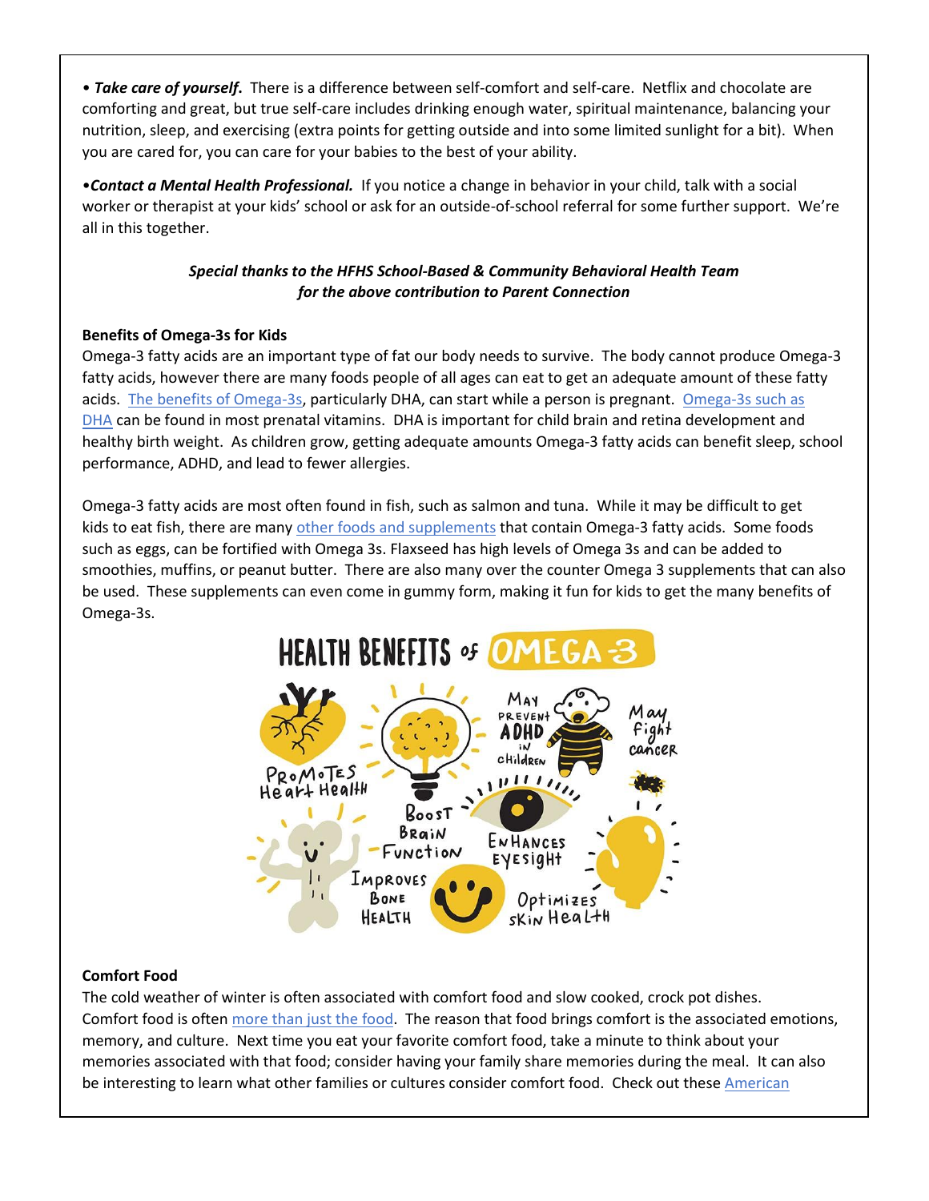• ***Take care of yourself.*** There is a difference between self-comfort and self-care. Netflix and chocolate are comforting and great, but true self-care includes drinking enough water, spiritual maintenance, balancing your nutrition, sleep, and exercising (extra points for getting outside and into some limited sunlight for a bit). When you are cared for, you can care for your babies to the best of your ability.

•***Contact a Mental Health Professional.*** If you notice a change in behavior in your child, talk with a social worker or therapist at your kids' school or ask for an outside-of-school referral for some further support. We're all in this together.

***Special thanks to the HFHS School-Based & Community Behavioral Health Team for the above contribution to Parent Connection***

**Benefits of Omega-3s for Kids**

Omega-3 fatty acids are an important type of fat our body needs to survive. The body cannot produce Omega-3 fatty acids, however there are many foods people of all ages can eat to get an adequate amount of these fatty acids. The benefits of Omega-3s, particularly DHA, can start while a person is pregnant. Omega-3s such as DHA can be found in most prenatal vitamins. DHA is important for child brain and retina development and healthy birth weight. As children grow, getting adequate amounts Omega-3 fatty acids can benefit sleep, school performance, ADHD, and lead to fewer allergies.

Omega-3 fatty acids are most often found in fish, such as salmon and tuna. While it may be difficult to get kids to eat fish, there are many other foods and supplements that contain Omega-3 fatty acids. Some foods such as eggs, can be fortified with Omega 3s. Flaxseed has high levels of Omega 3s and can be added to smoothies, muffins, or peanut butter. There are also many over the counter Omega 3 supplements that can also be used. These supplements can even come in gummy form, making it fun for kids to get the many benefits of Omega-3s.

HEALTH BENEFITS of OMEGA-3

Promotes Heart Health · Boost Brain Function · May prevent ADHD in Children · May fight cancer · Enhances Eyesight · Improves Bone Health · Optimizes Skin Health

**Comfort Food**

The cold weather of winter is often associated with comfort food and slow cooked, crock pot dishes. Comfort food is often more than just the food. The reason that food brings comfort is the associated emotions, memory, and culture. Next time you eat your favorite comfort food, take a minute to think about your memories associated with that food; consider having your family share memories during the meal. It can also be interesting to learn what other families or cultures consider comfort food. Check out these American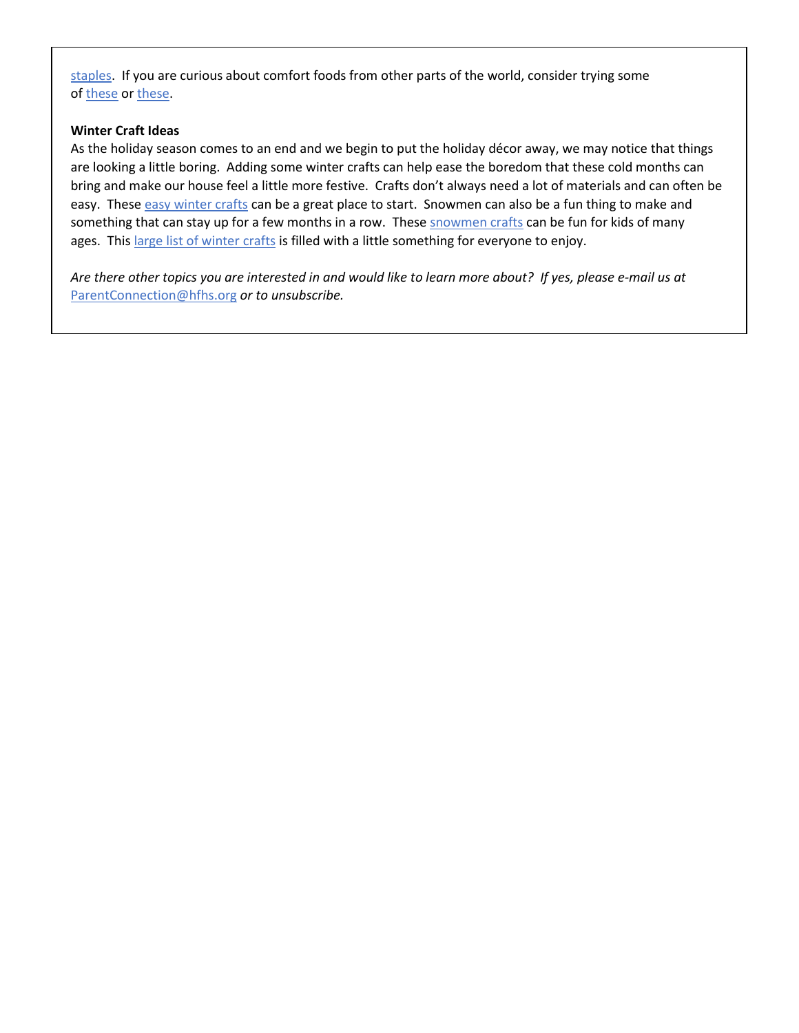staples. If you are curious about comfort foods from other parts of the world, consider trying some of these or these.

**Winter Craft Ideas**

As the holiday season comes to an end and we begin to put the holiday décor away, we may notice that things are looking a little boring. Adding some winter crafts can help ease the boredom that these cold months can bring and make our house feel a little more festive. Crafts don't always need a lot of materials and can often be easy. These easy winter crafts can be a great place to start. Snowmen can also be a fun thing to make and something that can stay up for a few months in a row. These snowmen crafts can be fun for kids of many ages. This large list of winter crafts is filled with a little something for everyone to enjoy.

*Are there other topics you are interested in and would like to learn more about? If yes, please e-mail us at* ParentConnection@hfhs.org *or to unsubscribe.*